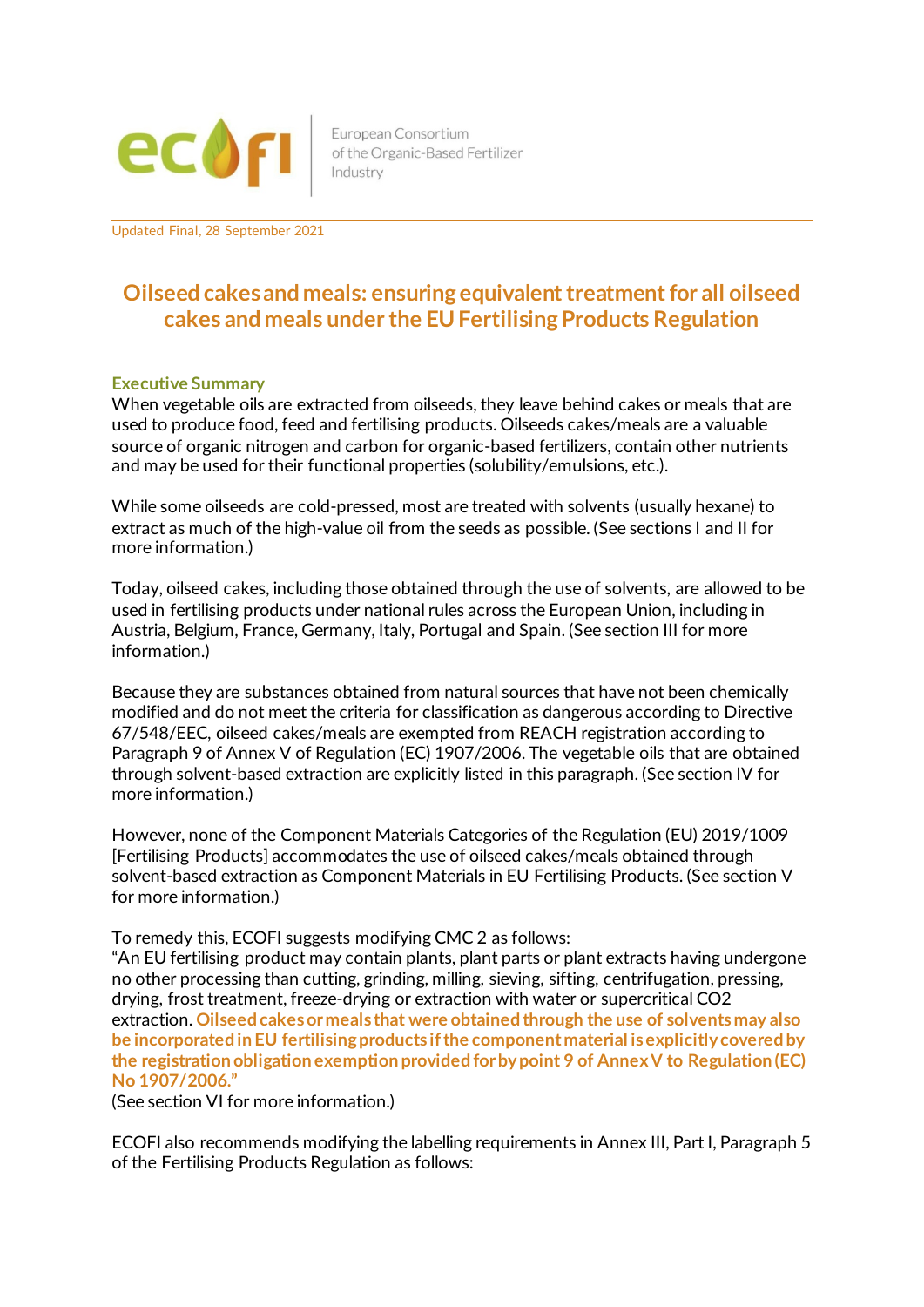ecofi — European Consortium of the Organic-Based Fertilizer Industry

Updated Final, 28 September 2021

# Oilseed cakes and meals: ensuring equivalent treatment for all oilseed cakes and meals under the EU Fertilising Products Regulation

## Executive Summary

When vegetable oils are extracted from oilseeds, they leave behind cakes or meals that are used to produce food, feed and fertilising products. Oilseeds cakes/meals are a valuable source of organic nitrogen and carbon for organic-based fertilizers, contain other nutrients and may be used for their functional properties (solubility/emulsions, etc.).

While some oilseeds are cold-pressed, most are treated with solvents (usually hexane) to extract as much of the high-value oil from the seeds as possible. (See sections I and II for more information.)

Today, oilseed cakes, including those obtained through the use of solvents, are allowed to be used in fertilising products under national rules across the European Union, including in Austria, Belgium, France, Germany, Italy, Portugal and Spain. (See section III for more information.)

Because they are substances obtained from natural sources that have not been chemically modified and do not meet the criteria for classification as dangerous according to Directive 67/548/EEC, oilseed cakes/meals are exempted from REACH registration according to Paragraph 9 of Annex V of Regulation (EC) 1907/2006. The vegetable oils that are obtained through solvent-based extraction are explicitly listed in this paragraph. (See section IV for more information.)

However, none of the Component Materials Categories of the Regulation (EU) 2019/1009 [Fertilising Products] accommodates the use of oilseed cakes/meals obtained through solvent-based extraction as Component Materials in EU Fertilising Products. (See section V for more information.)

To remedy this, ECOFI suggests modifying CMC 2 as follows:
"An EU fertilising product may contain plants, plant parts or plant extracts having undergone no other processing than cutting, grinding, milling, sieving, sifting, centrifugation, pressing, drying, frost treatment, freeze-drying or extraction with water or supercritical $CO_2$ extraction. **Oilseed cakes or meals that were obtained through the use of solvents may also be incorporated in EU fertilising products if the component material is explicitly covered by the registration obligation exemption provided for by point 9 of Annex V to Regulation (EC) No 1907/2006."**
(See section VI for more information.)

ECOFI also recommends modifying the labelling requirements in Annex III, Part I, Paragraph 5 of the Fertilising Products Regulation as follows: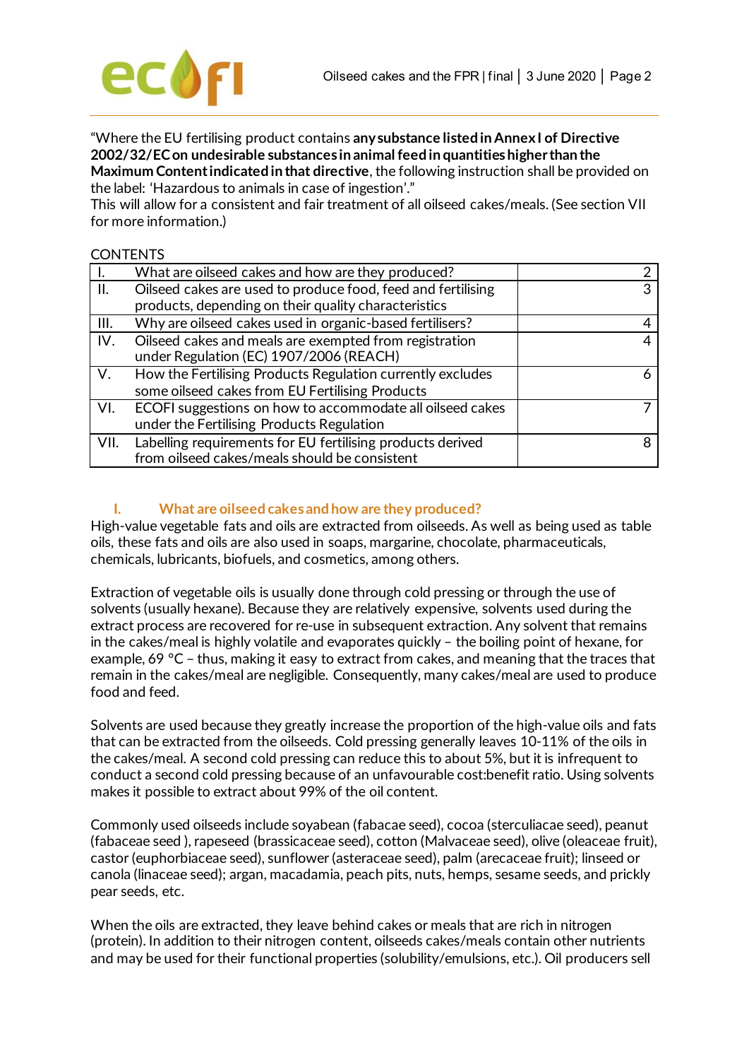"Where the EU fertilising product contains **any substance listed in Annex I of Directive 2002/32/EC on undesirable substances in animal feed in quantities higher than the Maximum Content indicated in that directive**, the following instruction shall be provided on the label: 'Hazardous to animals in case of ingestion'."
This will allow for a consistent and fair treatment of all oilseed cakes/meals. (See section VII for more information.)

CONTENTS

| | | |
|---|---|---|
| I. | What are oilseed cakes and how are they produced? | 2 |
| II. | Oilseed cakes are used to produce food, feed and fertilising products, depending on their quality characteristics | 3 |
| III. | Why are oilseed cakes used in organic-based fertilisers? | 4 |
| IV. | Oilseed cakes and meals are exempted from registration under Regulation (EC) 1907/2006 (REACH) | 4 |
| V. | How the Fertilising Products Regulation currently excludes some oilseed cakes from EU Fertilising Products | 6 |
| VI. | ECOFI suggestions on how to accommodate all oilseed cakes under the Fertilising Products Regulation | 7 |
| VII. | Labelling requirements for EU fertilising products derived from oilseed cakes/meals should be consistent | 8 |

## I. What are oilseed cakes and how are they produced?

High-value vegetable fats and oils are extracted from oilseeds. As well as being used as table oils, these fats and oils are also used in soaps, margarine, chocolate, pharmaceuticals, chemicals, lubricants, biofuels, and cosmetics, among others.

Extraction of vegetable oils is usually done through cold pressing or through the use of solvents (usually hexane). Because they are relatively expensive, solvents used during the extract process are recovered for re-use in subsequent extraction. Any solvent that remains in the cakes/meal is highly volatile and evaporates quickly – the boiling point of hexane, for example, 69 °C – thus, making it easy to extract from cakes, and meaning that the traces that remain in the cakes/meal are negligible. Consequently, many cakes/meal are used to produce food and feed.

Solvents are used because they greatly increase the proportion of the high-value oils and fats that can be extracted from the oilseeds. Cold pressing generally leaves 10-11% of the oils in the cakes/meal. A second cold pressing can reduce this to about 5%, but it is infrequent to conduct a second cold pressing because of an unfavourable cost:benefit ratio. Using solvents makes it possible to extract about 99% of the oil content.

Commonly used oilseeds include soyabean (fabacae seed), cocoa (sterculiacae seed), peanut (fabaceae seed ), rapeseed (brassicaceae seed), cotton (Malvaceae seed), olive (oleaceae fruit), castor (euphorbiaceae seed), sunflower (asteraceae seed), palm (arecaceae fruit); linseed or canola (linaceae seed); argan, macadamia, peach pits, nuts, hemps, sesame seeds, and prickly pear seeds, etc.

When the oils are extracted, they leave behind cakes or meals that are rich in nitrogen (protein). In addition to their nitrogen content, oilseeds cakes/meals contain other nutrients and may be used for their functional properties (solubility/emulsions, etc.). Oil producers sell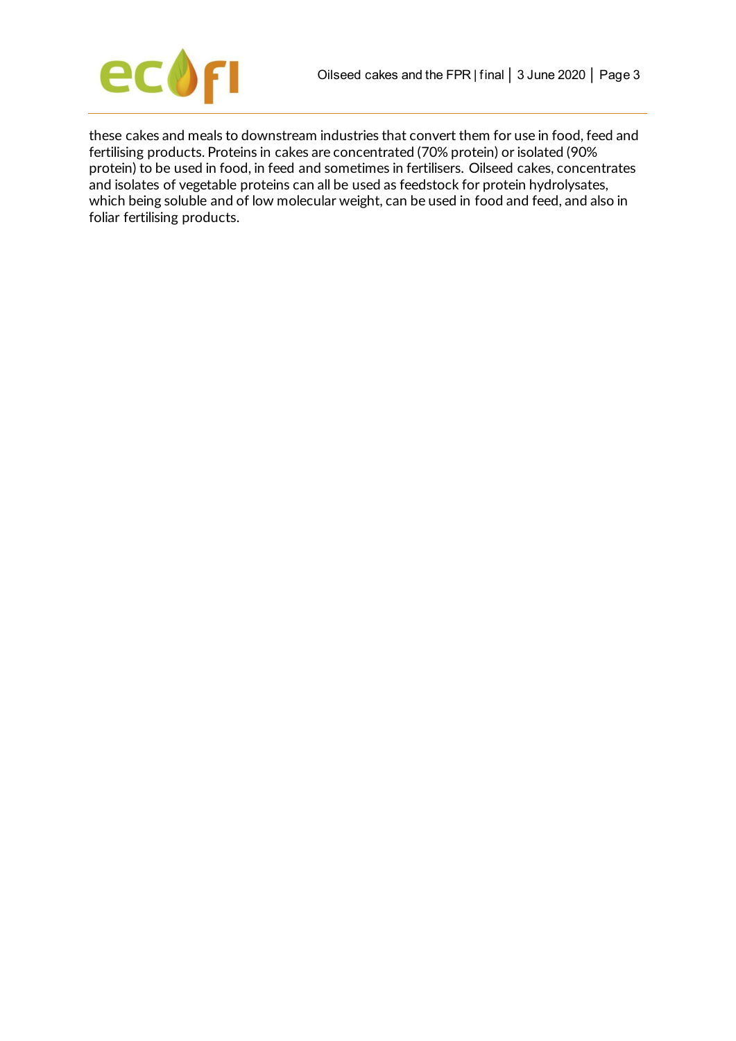these cakes and meals to downstream industries that convert them for use in food, feed and fertilising products. Proteins in cakes are concentrated (70% protein) or isolated (90% protein) to be used in food, in feed and sometimes in fertilisers. Oilseed cakes, concentrates and isolates of vegetable proteins can all be used as feedstock for protein hydrolysates, which being soluble and of low molecular weight, can be used in food and feed, and also in foliar fertilising products.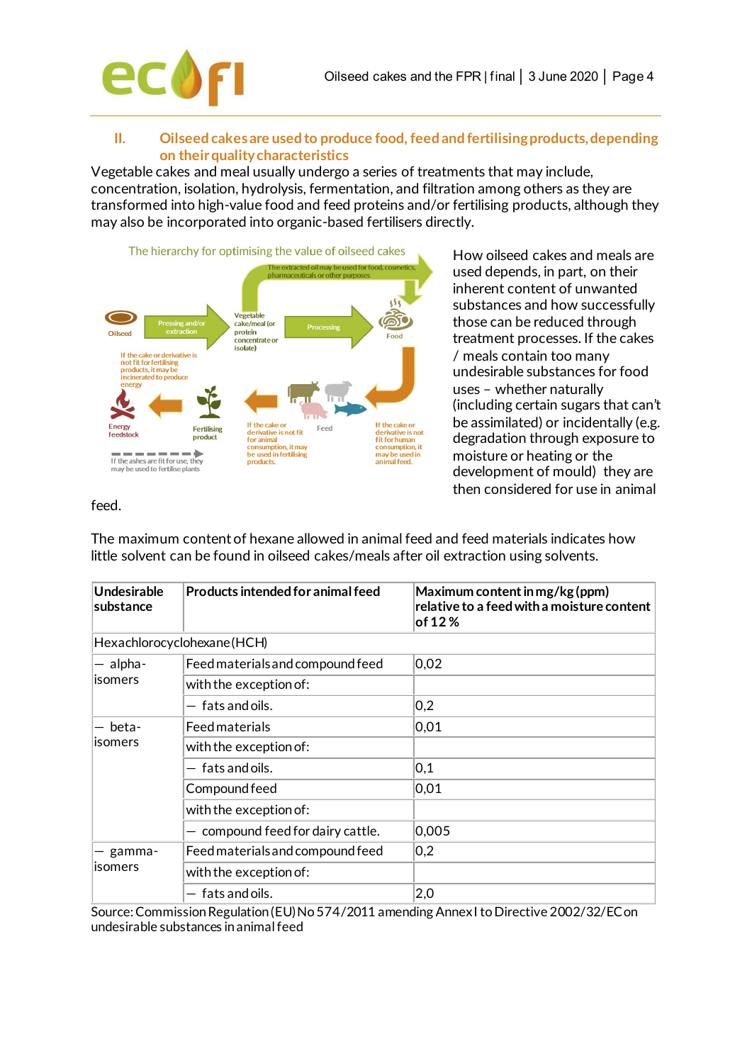## II. Oilseed cakes are used to produce food, feed and fertilising products, depending on their quality characteristics

Vegetable cakes and meal usually undergo a series of treatments that may include, concentration, isolation, hydrolysis, fermentation, and filtration among others as they are transformed into high-value food and feed proteins and/or fertilising products, although they may also be incorporated into organic-based fertilisers directly.

The hierarchy for optimising the value of oilseed cakes

How oilseed cakes and meals are used depends, in part, on their inherent content of unwanted substances and how successfully those can be reduced through treatment processes. If the cakes / meals contain too many undesirable substances for food uses – whether naturally (including certain sugars that can't be assimilated) or incidentally (e.g. degradation through exposure to moisture or heating or the development of mould) they are then considered for use in animal feed.

The maximum content of hexane allowed in animal feed and feed materials indicates how little solvent can be found in oilseed cakes/meals after oil extraction using solvents.

| Undesirable substance | Products intended for animal feed | Maximum content in mg/kg (ppm) relative to a feed with a moisture content of 12 % |
|---|---|---|
| Hexachlorocyclohexane (HCH) | | |
| — alpha-isomers | Feed materials and compound feed | 0,02 |
| | with the exception of: | |
| | — fats and oils. | 0,2 |
| — beta-isomers | Feed materials | 0,01 |
| | with the exception of: | |
| | — fats and oils. | 0,1 |
| | Compound feed | 0,01 |
| | with the exception of: | |
| | — compound feed for dairy cattle. | 0,005 |
| — gamma-isomers | Feed materials and compound feed | 0,2 |
| | with the exception of: | |
| | — fats and oils. | 2,0 |

Source: Commission Regulation (EU) No 574/2011 amending Annex I to Directive 2002/32/EC on undesirable substances in animal feed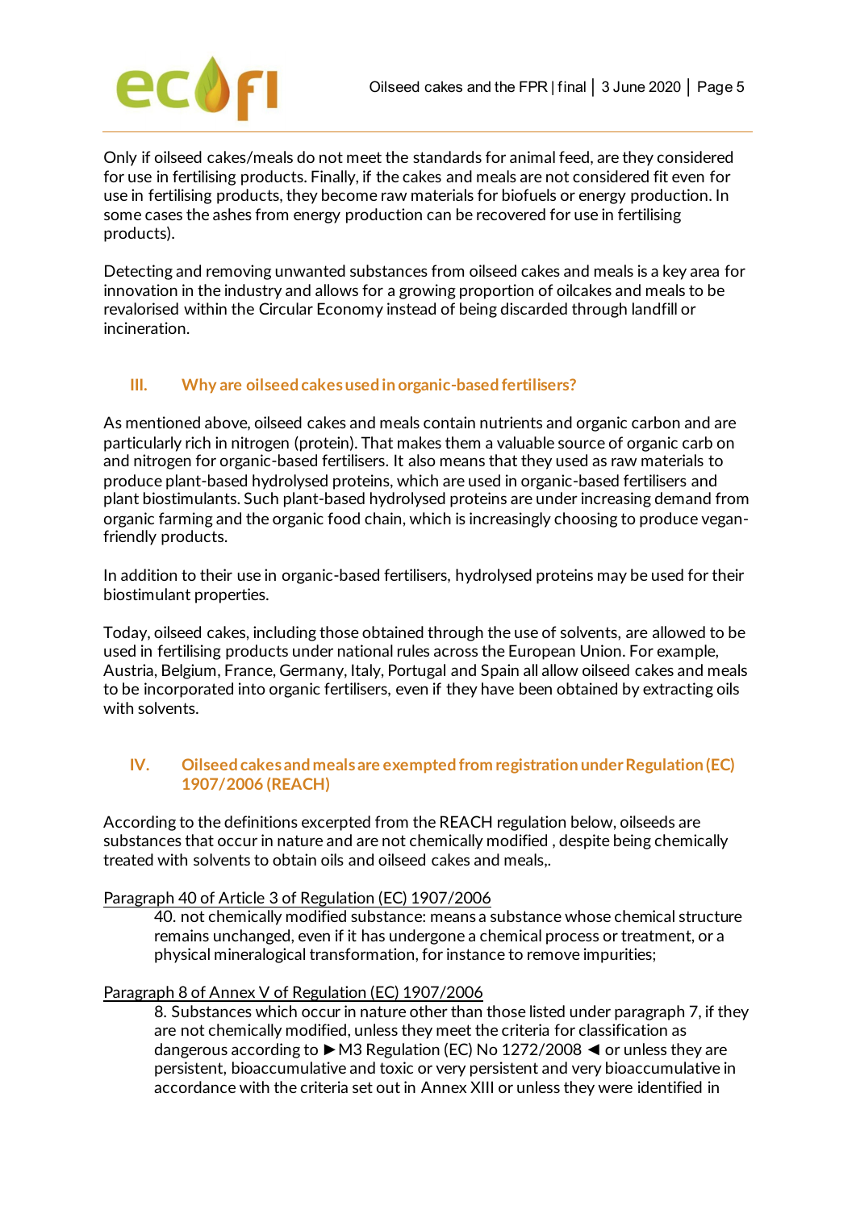Only if oilseed cakes/meals do not meet the standards for animal feed, are they considered for use in fertilising products. Finally, if the cakes and meals are not considered fit even for use in fertilising products, they become raw materials for biofuels or energy production. In some cases the ashes from energy production can be recovered for use in fertilising products).

Detecting and removing unwanted substances from oilseed cakes and meals is a key area for innovation in the industry and allows for a growing proportion of oilcakes and meals to be revalorised within the Circular Economy instead of being discarded through landfill or incineration.

## III. Why are oilseed cakes used in organic-based fertilisers?

As mentioned above, oilseed cakes and meals contain nutrients and organic carbon and are particularly rich in nitrogen (protein). That makes them a valuable source of organic carb on and nitrogen for organic-based fertilisers. It also means that they used as raw materials to produce plant-based hydrolysed proteins, which are used in organic-based fertilisers and plant biostimulants. Such plant-based hydrolysed proteins are under increasing demand from organic farming and the organic food chain, which is increasingly choosing to produce vegan-friendly products.

In addition to their use in organic-based fertilisers, hydrolysed proteins may be used for their biostimulant properties.

Today, oilseed cakes, including those obtained through the use of solvents, are allowed to be used in fertilising products under national rules across the European Union. For example, Austria, Belgium, France, Germany, Italy, Portugal and Spain all allow oilseed cakes and meals to be incorporated into organic fertilisers, even if they have been obtained by extracting oils with solvents.

## IV. Oilseed cakes and meals are exempted from registration under Regulation (EC) 1907/2006 (REACH)

According to the definitions excerpted from the REACH regulation below, oilseeds are substances that occur in nature and are not chemically modified , despite being chemically treated with solvents to obtain oils and oilseed cakes and meals,.

Paragraph 40 of Article 3 of Regulation (EC) 1907/2006

> 40. not chemically modified substance: means a substance whose chemical structure remains unchanged, even if it has undergone a chemical process or treatment, or a physical mineralogical transformation, for instance to remove impurities;

Paragraph 8 of Annex V of Regulation (EC) 1907/2006

> 8. Substances which occur in nature other than those listed under paragraph 7, if they are not chemically modified, unless they meet the criteria for classification as dangerous according to ►M3 Regulation (EC) No 1272/2008 ◄ or unless they are persistent, bioaccumulative and toxic or very persistent and very bioaccumulative in accordance with the criteria set out in Annex XIII or unless they were identified in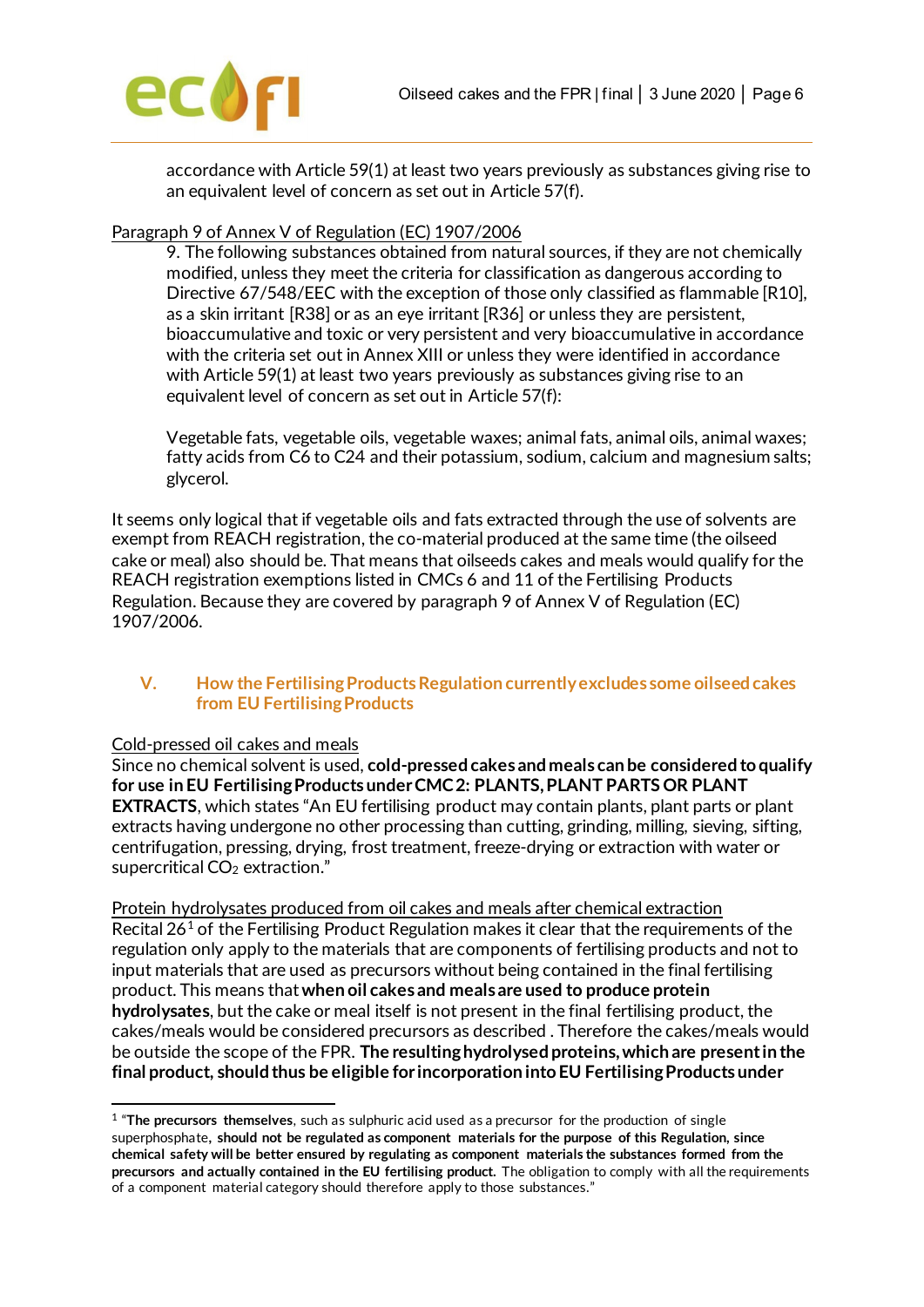accordance with Article 59(1) at least two years previously as substances giving rise to an equivalent level of concern as set out in Article 57(f).

<u>Paragraph 9 of Annex V of Regulation (EC) 1907/2006</u>

> 9. The following substances obtained from natural sources, if they are not chemically modified, unless they meet the criteria for classification as dangerous according to Directive 67/548/EEC with the exception of those only classified as flammable [R10], as a skin irritant [R38] or as an eye irritant [R36] or unless they are persistent, bioaccumulative and toxic or very persistent and very bioaccumulative in accordance with the criteria set out in Annex XIII or unless they were identified in accordance with Article 59(1) at least two years previously as substances giving rise to an equivalent level of concern as set out in Article 57(f):
>
> Vegetable fats, vegetable oils, vegetable waxes; animal fats, animal oils, animal waxes; fatty acids from C6 to C24 and their potassium, sodium, calcium and magnesium salts; glycerol.

It seems only logical that if vegetable oils and fats extracted through the use of solvents are exempt from REACH registration, the co-material produced at the same time (the oilseed cake or meal) also should be. That means that oilseeds cakes and meals would qualify for the REACH registration exemptions listed in CMCs 6 and 11 of the Fertilising Products Regulation. Because they are covered by paragraph 9 of Annex V of Regulation (EC) 1907/2006.

## V. How the Fertilising Products Regulation currently excludes some oilseed cakes from EU Fertilising Products

<u>Cold-pressed oil cakes and meals</u>

Since no chemical solvent is used, **cold-pressed cakes and meals can be considered to qualify for use in EU Fertilising Products under CMC 2: PLANTS, PLANT PARTS OR PLANT EXTRACTS**, which states "An EU fertilising product may contain plants, plant parts or plant extracts having undergone no other processing than cutting, grinding, milling, sieving, sifting, centrifugation, pressing, drying, frost treatment, freeze-drying or extraction with water or supercritical $CO_2$ extraction."

<u>Protein hydrolysates produced from oil cakes and meals after chemical extraction</u>

Recital 26[1] of the Fertilising Product Regulation makes it clear that the requirements of the regulation only apply to the materials that are components of fertilising products and not to input materials that are used as precursors without being contained in the final fertilising product. This means that **when oil cakes and meals are used to produce protein hydrolysates**, but the cake or meal itself is not present in the final fertilising product, the cakes/meals would be considered precursors as described . Therefore the cakes/meals would be outside the scope of the FPR. **The resulting hydrolysed proteins, which are present in the final product, should thus be eligible for incorporation into EU Fertilising Products under**

---

[1] "**The precursors themselves**, such as sulphuric acid used as a precursor for the production of single superphosphate**, should not be regulated as component materials for the purpose of this Regulation, since chemical safety will be better ensured by regulating as component materials the substances formed from the precursors and actually contained in the EU fertilising product.** The obligation to comply with all the requirements of a component material category should therefore apply to those substances."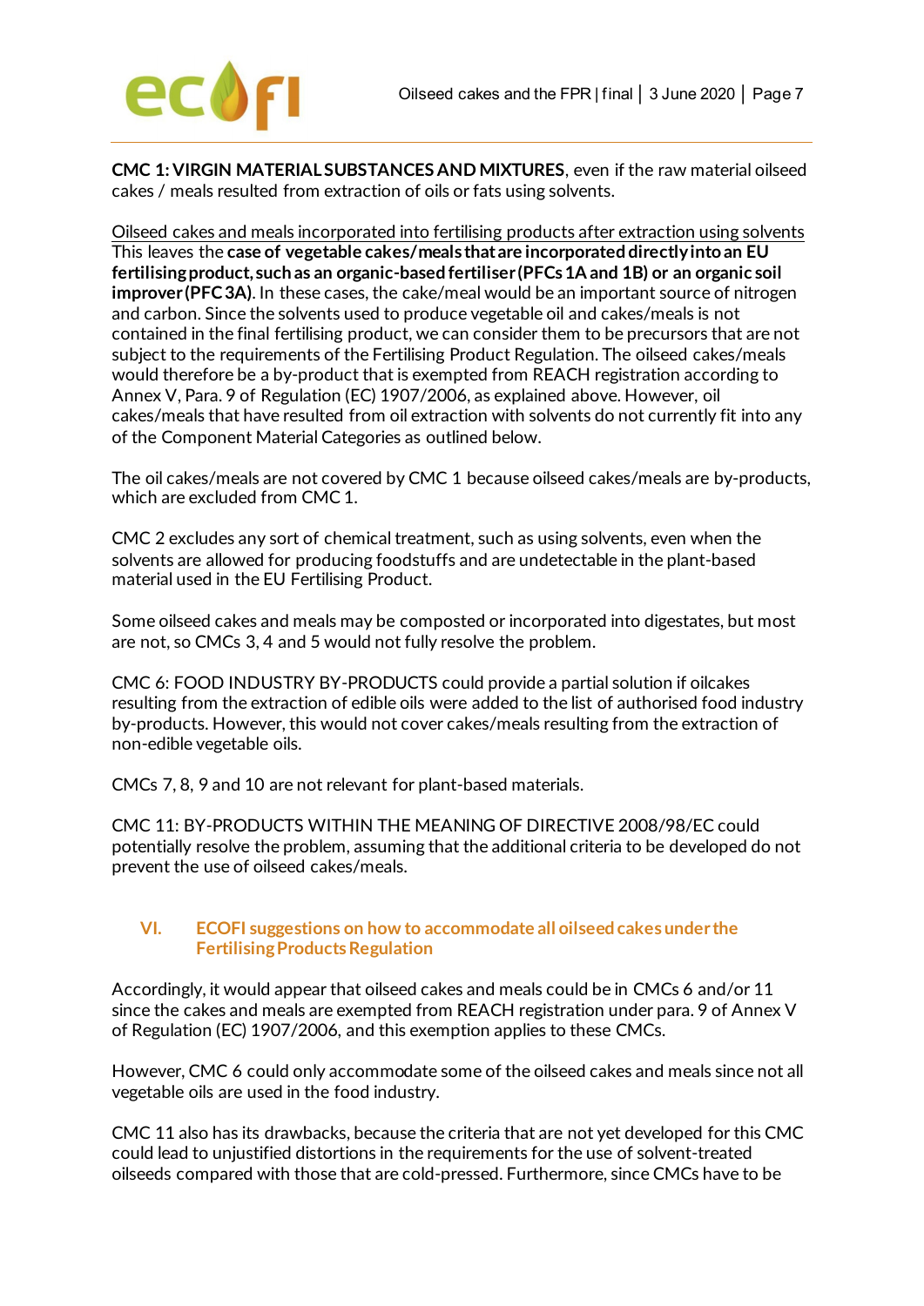**CMC 1: VIRGIN MATERIAL SUBSTANCES AND MIXTURES**, even if the raw material oilseed cakes / meals resulted from extraction of oils or fats using solvents.

Oilseed cakes and meals incorporated into fertilising products after extraction using solvents

This leaves the **case of vegetable cakes/meals that are incorporated directly into an EU fertilising product, such as an organic-based fertiliser (PFCs 1A and 1B) or an organic soil improver (PFC 3A)**. In these cases, the cake/meal would be an important source of nitrogen and carbon. Since the solvents used to produce vegetable oil and cakes/meals is not contained in the final fertilising product, we can consider them to be precursors that are not subject to the requirements of the Fertilising Product Regulation. The oilseed cakes/meals would therefore be a by-product that is exempted from REACH registration according to Annex V, Para. 9 of Regulation (EC) 1907/2006, as explained above. However, oil cakes/meals that have resulted from oil extraction with solvents do not currently fit into any of the Component Material Categories as outlined below.

The oil cakes/meals are not covered by CMC 1 because oilseed cakes/meals are by-products, which are excluded from CMC 1.

CMC 2 excludes any sort of chemical treatment, such as using solvents, even when the solvents are allowed for producing foodstuffs and are undetectable in the plant-based material used in the EU Fertilising Product.

Some oilseed cakes and meals may be composted or incorporated into digestates, but most are not, so CMCs 3, 4 and 5 would not fully resolve the problem.

CMC 6: FOOD INDUSTRY BY-PRODUCTS could provide a partial solution if oilcakes resulting from the extraction of edible oils were added to the list of authorised food industry by-products. However, this would not cover cakes/meals resulting from the extraction of non-edible vegetable oils.

CMCs 7, 8, 9 and 10 are not relevant for plant-based materials.

CMC 11: BY-PRODUCTS WITHIN THE MEANING OF DIRECTIVE 2008/98/EC could potentially resolve the problem, assuming that the additional criteria to be developed do not prevent the use of oilseed cakes/meals.

## VI. ECOFI suggestions on how to accommodate all oilseed cakes under the Fertilising Products Regulation

Accordingly, it would appear that oilseed cakes and meals could be in CMCs 6 and/or 11 since the cakes and meals are exempted from REACH registration under para. 9 of Annex V of Regulation (EC) 1907/2006, and this exemption applies to these CMCs.

However, CMC 6 could only accommodate some of the oilseed cakes and meals since not all vegetable oils are used in the food industry.

CMC 11 also has its drawbacks, because the criteria that are not yet developed for this CMC could lead to unjustified distortions in the requirements for the use of solvent-treated oilseeds compared with those that are cold-pressed. Furthermore, since CMCs have to be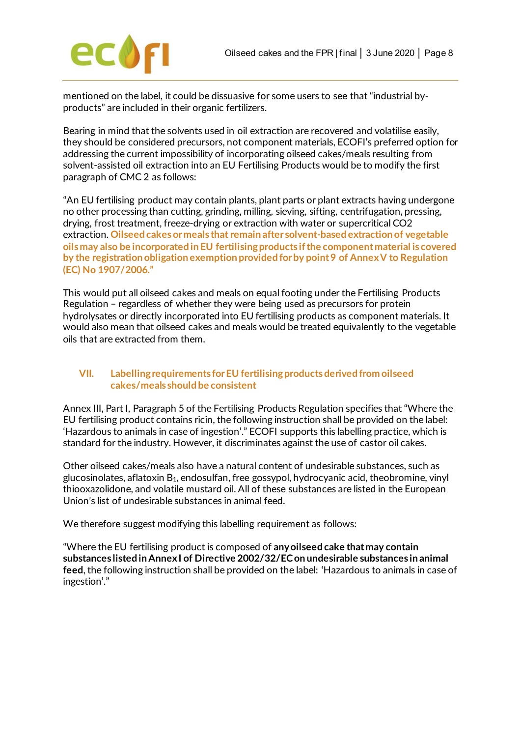mentioned on the label, it could be dissuasive for some users to see that "industrial by-products" are included in their organic fertilizers.

Bearing in mind that the solvents used in oil extraction are recovered and volatilise easily, they should be considered precursors, not component materials, ECOFI's preferred option for addressing the current impossibility of incorporating oilseed cakes/meals resulting from solvent-assisted oil extraction into an EU Fertilising Products would be to modify the first paragraph of CMC 2 as follows:

"An EU fertilising product may contain plants, plant parts or plant extracts having undergone no other processing than cutting, grinding, milling, sieving, sifting, centrifugation, pressing, drying, frost treatment, freeze-drying or extraction with water or supercritical $CO_2$ extraction. **Oilseed cakes or meals that remain after solvent-based extraction of vegetable oils may also be incorporated in EU fertilising products if the component material is covered by the registration obligation exemption provided for by point 9 of Annex V to Regulation (EC) No 1907/2006."**

This would put all oilseed cakes and meals on equal footing under the Fertilising Products Regulation – regardless of whether they were being used as precursors for protein hydrolysates or directly incorporated into EU fertilising products as component materials. It would also mean that oilseed cakes and meals would be treated equivalently to the vegetable oils that are extracted from them.

## VII. Labelling requirements for EU fertilising products derived from oilseed cakes/meals should be consistent

Annex III, Part I, Paragraph 5 of the Fertilising Products Regulation specifies that "Where the EU fertilising product contains ricin, the following instruction shall be provided on the label: 'Hazardous to animals in case of ingestion'." ECOFI supports this labelling practice, which is standard for the industry. However, it discriminates against the use of castor oil cakes.

Other oilseed cakes/meals also have a natural content of undesirable substances, such as glucosinolates, aflatoxin $B_1$, endosulfan, free gossypol, hydrocyanic acid, theobromine, vinyl thiooxazolidone, and volatile mustard oil. All of these substances are listed in the European Union's list of undesirable substances in animal feed.

We therefore suggest modifying this labelling requirement as follows:

"Where the EU fertilising product is composed of **any oilseed cake that may contain substances listed in Annex I of Directive 2002/32/EC on undesirable substances in animal feed**, the following instruction shall be provided on the label: 'Hazardous to animals in case of ingestion'."